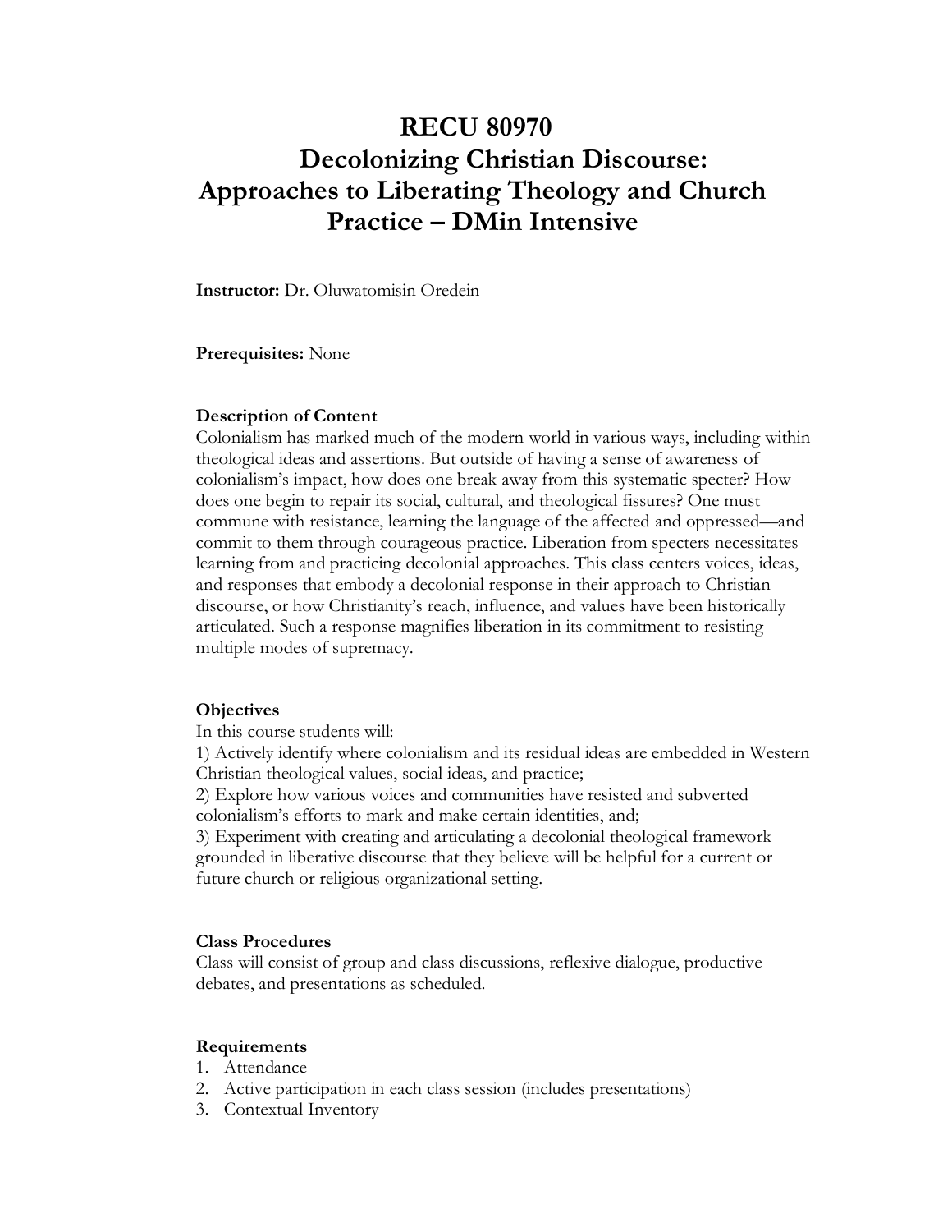# RECU 80970
# Decolonizing Christian Discourse: Approaches to Liberating Theology and Church Practice – DMin Intensive

**Instructor:** Dr. Oluwatomisin Oredein

**Prerequisites:** None

### Description of Content

Colonialism has marked much of the modern world in various ways, including within theological ideas and assertions. But outside of having a sense of awareness of colonialism's impact, how does one break away from this systematic specter? How does one begin to repair its social, cultural, and theological fissures? One must commune with resistance, learning the language of the affected and oppressed—and commit to them through courageous practice. Liberation from specters necessitates learning from and practicing decolonial approaches. This class centers voices, ideas, and responses that embody a decolonial response in their approach to Christian discourse, or how Christianity's reach, influence, and values have been historically articulated. Such a response magnifies liberation in its commitment to resisting multiple modes of supremacy.

### Objectives

In this course students will:

1) Actively identify where colonialism and its residual ideas are embedded in Western Christian theological values, social ideas, and practice;
2) Explore how various voices and communities have resisted and subverted colonialism's efforts to mark and make certain identities, and;
3) Experiment with creating and articulating a decolonial theological framework grounded in liberative discourse that they believe will be helpful for a current or future church or religious organizational setting.

### Class Procedures

Class will consist of group and class discussions, reflexive dialogue, productive debates, and presentations as scheduled.

### Requirements

1. Attendance
2. Active participation in each class session (includes presentations)
3. Contextual Inventory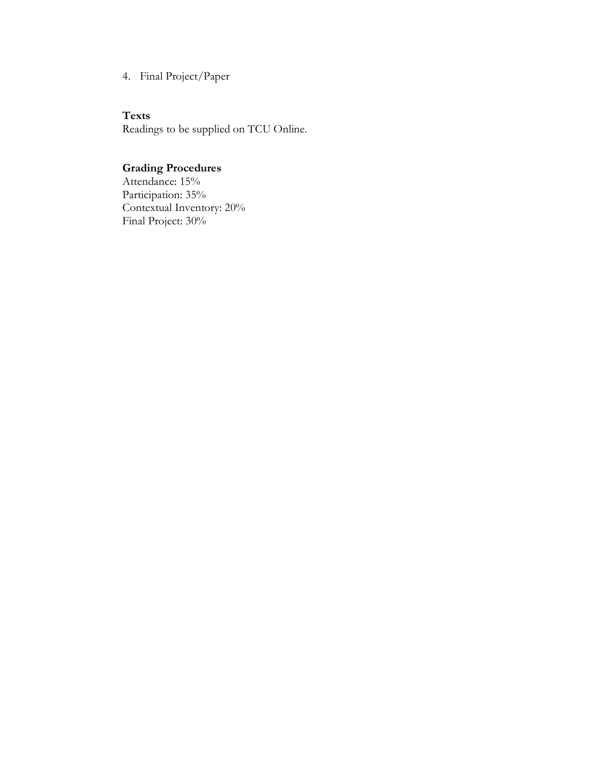4. Final Project/Paper

**Texts**

Readings to be supplied on TCU Online.

**Grading Procedures**

Attendance: 15%
Participation: 35%
Contextual Inventory: 20%
Final Project: 30%